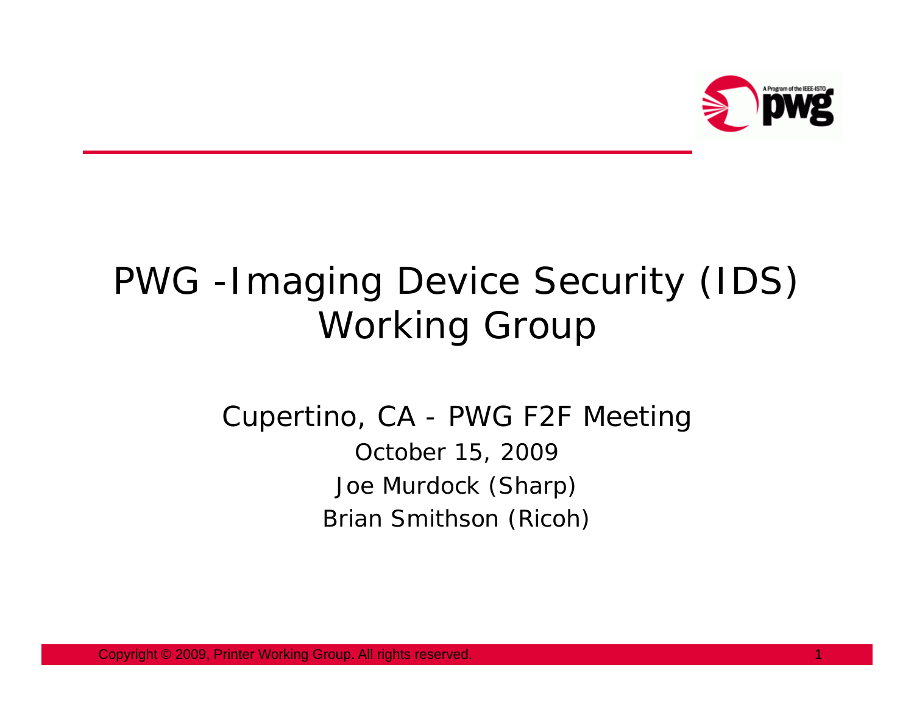# PWG -Imaging Device Security (IDS) Working Group

Cupertino, CA - PWG F2F Meeting

October 15, 2009

Joe Murdock (Sharp)

Brian Smithson (Ricoh)

Copyright © 2009, Printer Working Group. All rights reserved.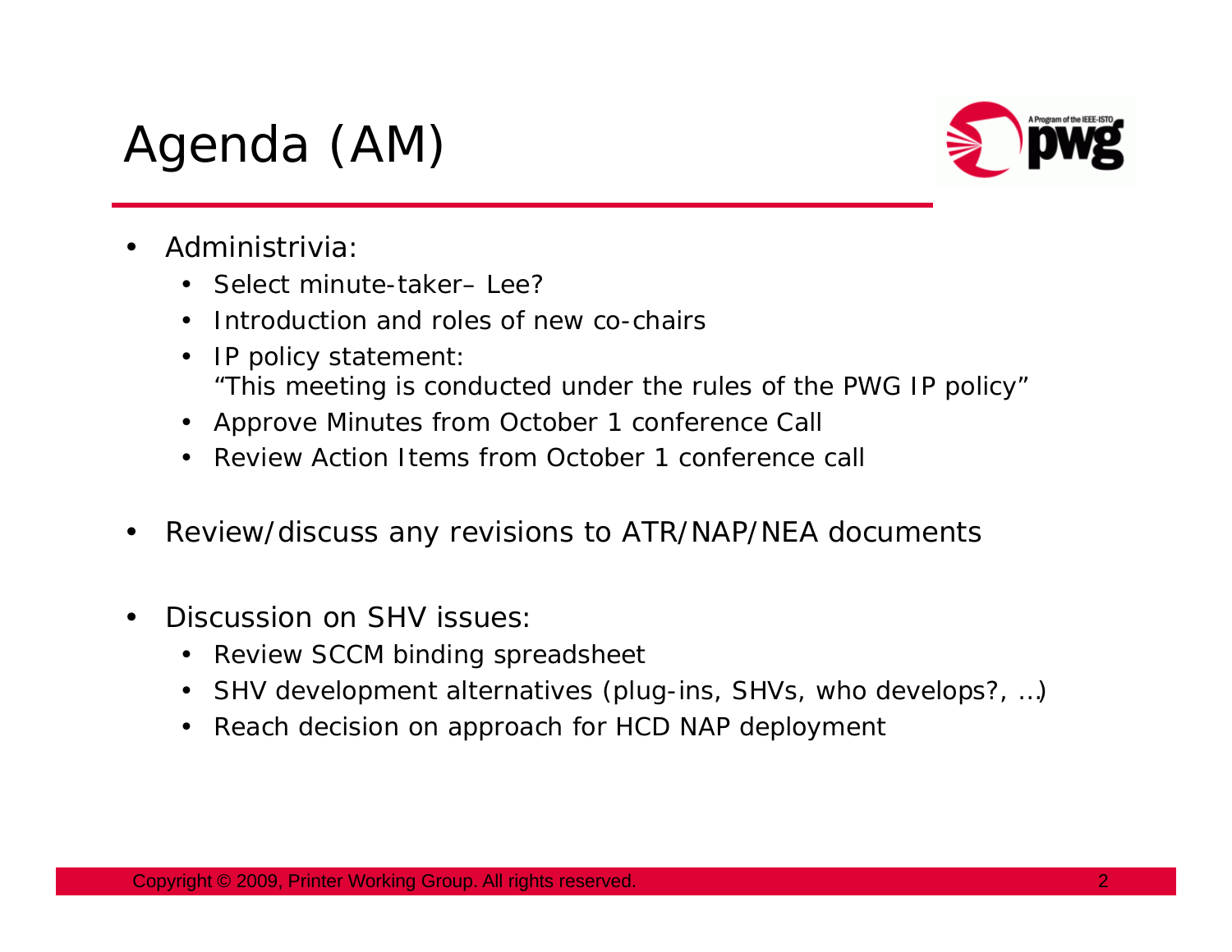# Agenda (AM)

- Administrivia:
  - Select minute-taker– Lee?
  - Introduction and roles of new co-chairs
  - IP policy statement:
    "This meeting is conducted under the rules of the PWG IP policy"
  - Approve Minutes from October 1 conference Call
  - Review Action Items from October 1 conference call
- Review/discuss any revisions to ATR/NAP/NEA documents
- Discussion on SHV issues:
  - Review SCCM binding spreadsheet
  - SHV development alternatives (plug-ins, SHVs, who develops?, …)
  - Reach decision on approach for HCD NAP deployment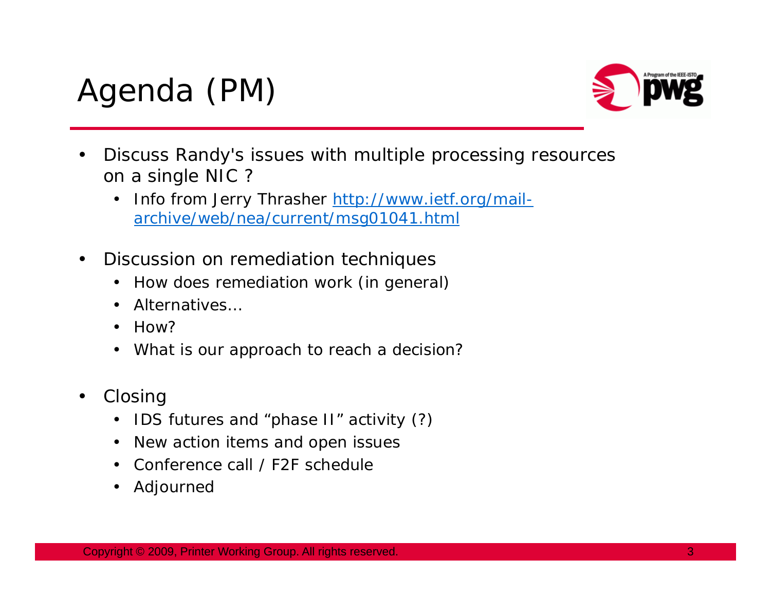# Agenda (PM)

- Discuss Randy's issues with multiple processing resources on a single NIC ?
  - Info from Jerry Thrasher [http://www.ietf.org/mail-archive/web/nea/current/msg01041.html](http://www.ietf.org/mail-archive/web/nea/current/msg01041.html)
- Discussion on remediation techniques
  - How does remediation work (in general)
  - Alternatives…
  - How?
  - What is our approach to reach a decision?
- Closing
  - IDS futures and "phase II" activity (?)
  - New action items and open issues
  - Conference call / F2F schedule
  - Adjourned

Copyright © 2009, Printer Working Group. All rights reserved.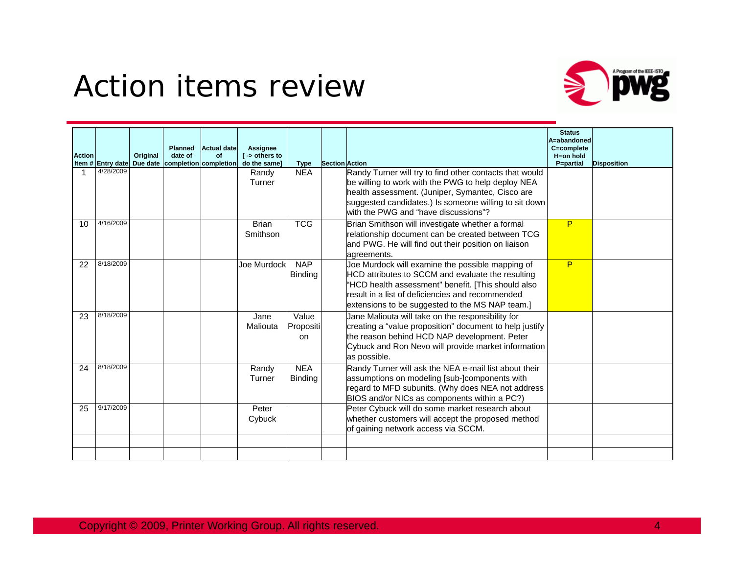# Action items review

| Action Item # | Entry date | Original Due date | Planned date of completion | Actual date of completion | Assignee [ -> others to do the same] | Type | Section | Action | Status A=abandoned C=complete H=on hold P=partial | Disposition |
|---|---|---|---|---|---|---|---|---|---|---|
| 1 | 4/28/2009 | | | | Randy Turner | NEA | | Randy Turner will try to find other contacts that would be willing to work with the PWG to help deploy NEA health assessment. (Juniper, Symantec, Cisco are suggested candidates.) Is someone willing to sit down with the PWG and "have discussions"? | | |
| 10 | 4/16/2009 | | | | Brian Smithson | TCG | | Brian Smithson will investigate whether a formal relationship document can be created between TCG and PWG. He will find out their position on liaison agreements. | P | |
| 22 | 8/18/2009 | | | | Joe Murdock | NAP Binding | | Joe Murdock will examine the possible mapping of HCD attributes to SCCM and evaluate the resulting "HCD health assessment" benefit. [This should also result in a list of deficiencies and recommended extensions to be suggested to the MS NAP team.] | P | |
| 23 | 8/18/2009 | | | | Jane Maliouta | Value Proposition | | Jane Maliouta will take on the responsibility for creating a "value proposition" document to help justify the reason behind HCD NAP development. Peter Cybuck and Ron Nevo will provide market information as possible. | | |
| 24 | 8/18/2009 | | | | Randy Turner | NEA Binding | | Randy Turner will ask the NEA e-mail list about their assumptions on modeling [sub-]components with regard to MFD subunits. (Why does NEA not address BIOS and/or NICs as components within a PC?) | | |
| 25 | 9/17/2009 | | | | Peter Cybuck | | | Peter Cybuck will do some market research about whether customers will accept the proposed method of gaining network access via SCCM. | | |
| | | | | | | | | | | |
| | | | | | | | | | | |

Copyright © 2009, Printer Working Group. All rights reserved.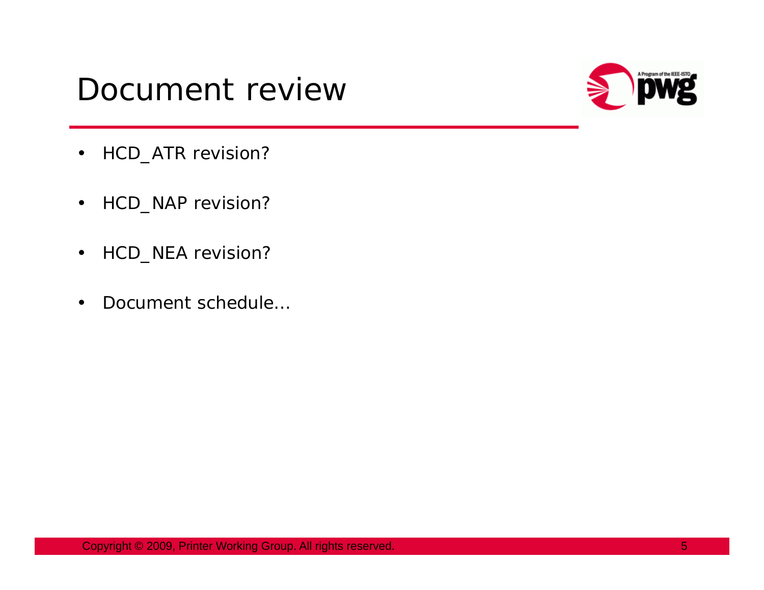# Document review

- HCD_ATR revision?
- HCD_NAP revision?
- HCD_NEA revision?
- Document schedule…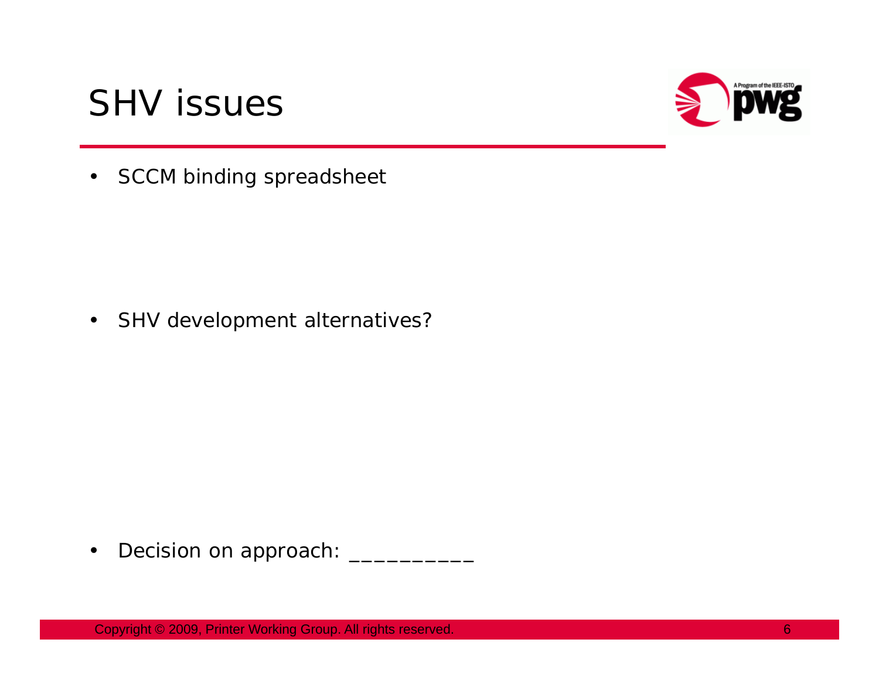# SHV issues

- SCCM binding spreadsheet

- SHV development alternatives?

- Decision on approach: __________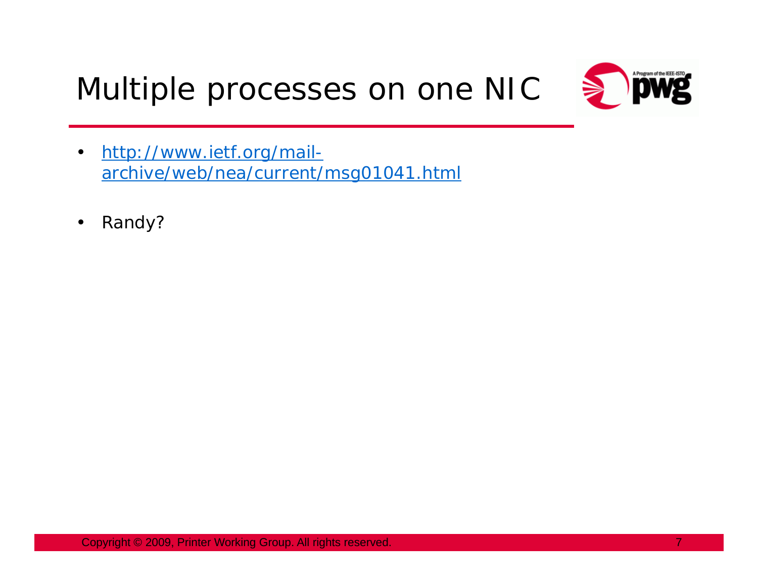# Multiple processes on one NIC

- http://www.ietf.org/mail-archive/web/nea/current/msg01041.html
- Randy?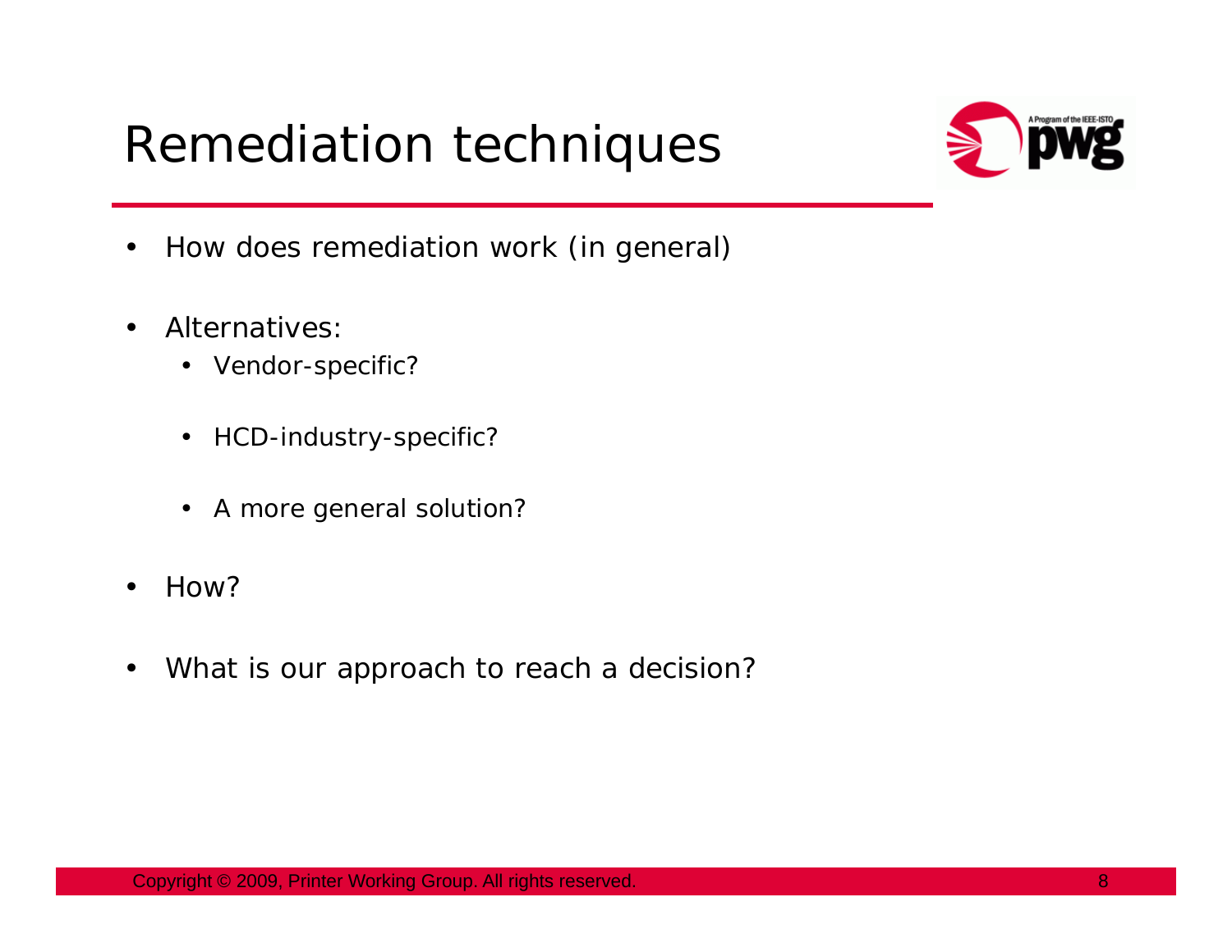# Remediation techniques

- How does remediation work (in general)
- Alternatives:
  - Vendor-specific?
  - HCD-industry-specific?
  - A more general solution?
- How?
- What is our approach to reach a decision?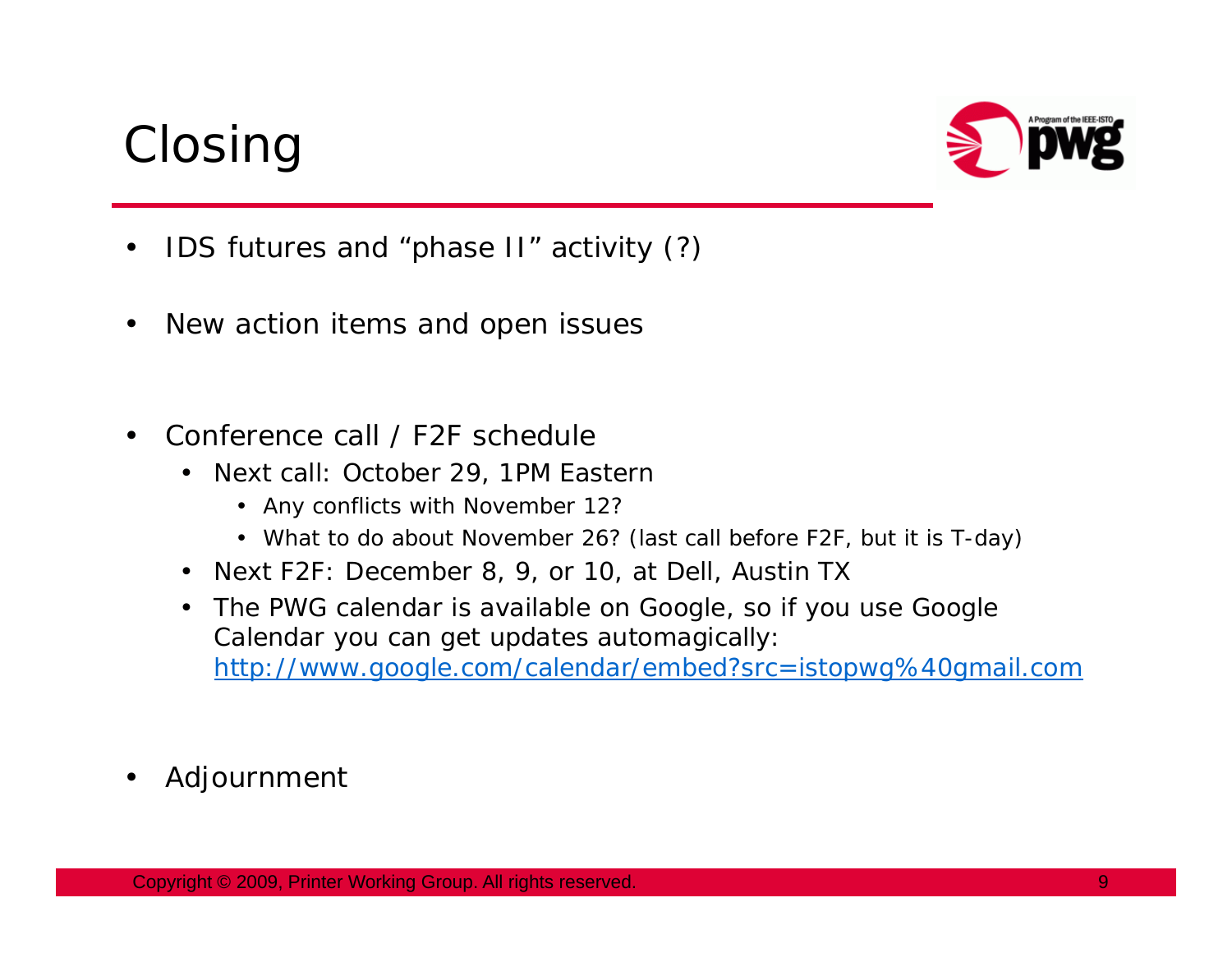# Closing

- IDS futures and "phase II" activity (?)
- New action items and open issues
- Conference call / F2F schedule
  - Next call: October 29, 1PM Eastern
    - Any conflicts with November 12?
    - What to do about November 26? (last call before F2F, but it is T-day)
  - Next F2F: December 8, 9, or 10, at Dell, Austin TX
  - The PWG calendar is available on Google, so if you use Google Calendar you can get updates automagically: http://www.google.com/calendar/embed?src=istopwg%40gmail.com
- Adjournment

Copyright © 2009, Printer Working Group. All rights reserved.